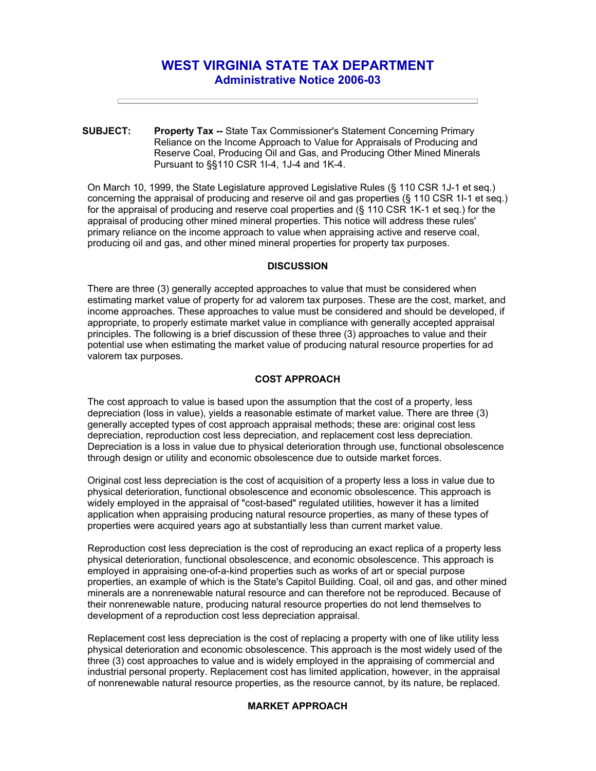# WEST VIRGINIA STATE TAX DEPARTMENT
## Administrative Notice 2006-03

---

**SUBJECT:** **Property Tax --** State Tax Commissioner's Statement Concerning Primary Reliance on the Income Approach to Value for Appraisals of Producing and Reserve Coal, Producing Oil and Gas, and Producing Other Mined Minerals Pursuant to §§110 CSR 1I-4, 1J-4 and 1K-4.

On March 10, 1999, the State Legislature approved Legislative Rules (§ 110 CSR 1J-1 et seq.) concerning the appraisal of producing and reserve oil and gas properties (§ 110 CSR 1I-1 et seq.) for the appraisal of producing and reserve coal properties and (§ 110 CSR 1K-1 et seq.) for the appraisal of producing other mined mineral properties. This notice will address these rules' primary reliance on the income approach to value when appraising active and reserve coal, producing oil and gas, and other mined mineral properties for property tax purposes.

### DISCUSSION

There are three (3) generally accepted approaches to value that must be considered when estimating market value of property for ad valorem tax purposes. These are the cost, market, and income approaches. These approaches to value must be considered and should be developed, if appropriate, to properly estimate market value in compliance with generally accepted appraisal principles. The following is a brief discussion of these three (3) approaches to value and their potential use when estimating the market value of producing natural resource properties for ad valorem tax purposes.

### COST APPROACH

The cost approach to value is based upon the assumption that the cost of a property, less depreciation (loss in value), yields a reasonable estimate of market value. There are three (3) generally accepted types of cost approach appraisal methods; these are: original cost less depreciation, reproduction cost less depreciation, and replacement cost less depreciation. Depreciation is a loss in value due to physical deterioration through use, functional obsolescence through design or utility and economic obsolescence due to outside market forces.

Original cost less depreciation is the cost of acquisition of a property less a loss in value due to physical deterioration, functional obsolescence and economic obsolescence. This approach is widely employed in the appraisal of "cost-based" regulated utilities, however it has a limited application when appraising producing natural resource properties, as many of these types of properties were acquired years ago at substantially less than current market value.

Reproduction cost less depreciation is the cost of reproducing an exact replica of a property less physical deterioration, functional obsolescence, and economic obsolescence. This approach is employed in appraising one-of-a-kind properties such as works of art or special purpose properties, an example of which is the State's Capitol Building. Coal, oil and gas, and other mined minerals are a nonrenewable natural resource and can therefore not be reproduced. Because of their nonrenewable nature, producing natural resource properties do not lend themselves to development of a reproduction cost less depreciation appraisal.

Replacement cost less depreciation is the cost of replacing a property with one of like utility less physical deterioration and economic obsolescence. This approach is the most widely used of the three (3) cost approaches to value and is widely employed in the appraising of commercial and industrial personal property. Replacement cost has limited application, however, in the appraisal of nonrenewable natural resource properties, as the resource cannot, by its nature, be replaced.

### MARKET APPROACH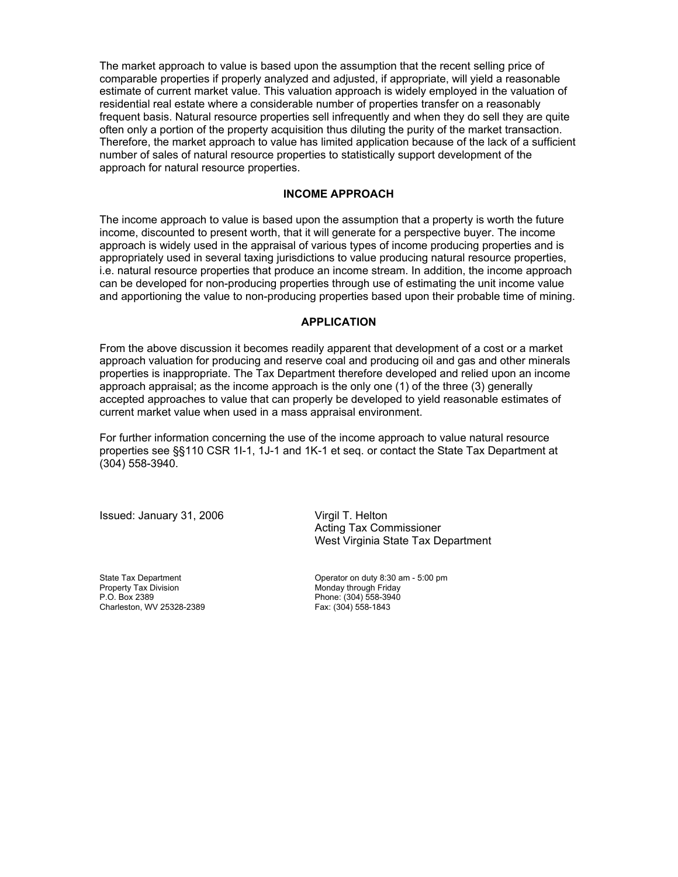The market approach to value is based upon the assumption that the recent selling price of comparable properties if properly analyzed and adjusted, if appropriate, will yield a reasonable estimate of current market value. This valuation approach is widely employed in the valuation of residential real estate where a considerable number of properties transfer on a reasonably frequent basis. Natural resource properties sell infrequently and when they do sell they are quite often only a portion of the property acquisition thus diluting the purity of the market transaction. Therefore, the market approach to value has limited application because of the lack of a sufficient number of sales of natural resource properties to statistically support development of the approach for natural resource properties.

## INCOME APPROACH

The income approach to value is based upon the assumption that a property is worth the future income, discounted to present worth, that it will generate for a perspective buyer. The income approach is widely used in the appraisal of various types of income producing properties and is appropriately used in several taxing jurisdictions to value producing natural resource properties, i.e. natural resource properties that produce an income stream. In addition, the income approach can be developed for non-producing properties through use of estimating the unit income value and apportioning the value to non-producing properties based upon their probable time of mining.

## APPLICATION

From the above discussion it becomes readily apparent that development of a cost or a market approach valuation for producing and reserve coal and producing oil and gas and other minerals properties is inappropriate. The Tax Department therefore developed and relied upon an income approach appraisal; as the income approach is the only one (1) of the three (3) generally accepted approaches to value that can properly be developed to yield reasonable estimates of current market value when used in a mass appraisal environment.

For further information concerning the use of the income approach to value natural resource properties see §§110 CSR 1I-1, 1J-1 and 1K-1 et seq. or contact the State Tax Department at (304) 558-3940.

Issued: January 31, 2006

Virgil T. Helton
Acting Tax Commissioner
West Virginia State Tax Department

State Tax Department
Property Tax Division
P.O. Box 2389
Charleston, WV 25328-2389

Operator on duty 8:30 am - 5:00 pm
Monday through Friday
Phone: (304) 558-3940
Fax: (304) 558-1843